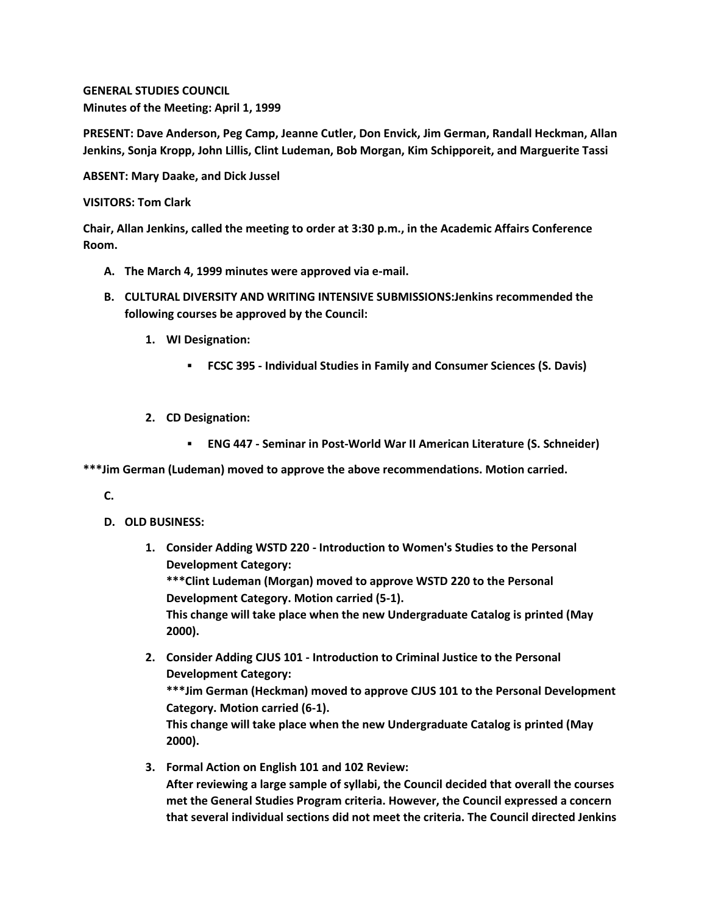**GENERAL STUDIES COUNCIL**
**Minutes of the Meeting: April 1, 1999**

**PRESENT: Dave Anderson, Peg Camp, Jeanne Cutler, Don Envick, Jim German, Randall Heckman, Allan Jenkins, Sonja Kropp, John Lillis, Clint Ludeman, Bob Morgan, Kim Schipporeit, and Marguerite Tassi**

**ABSENT: Mary Daake, and Dick Jussel**

**VISITORS: Tom Clark**

**Chair, Allan Jenkins, called the meeting to order at 3:30 p.m., in the Academic Affairs Conference Room.**

A. **The March 4, 1999 minutes were approved via e-mail.**
B. **CULTURAL DIVERSITY AND WRITING INTENSIVE SUBMISSIONS:Jenkins recommended the following courses be approved by the Council:**
    1. **WI Designation:**
        - **FCSC 395 - Individual Studies in Family and Consumer Sciences (S. Davis)**
    2. **CD Designation:**
        - **ENG 447 - Seminar in Post-World War II American Literature (S. Schneider)**

**\*\*\*Jim German (Ludeman) moved to approve the above recommendations. Motion carried.**

C.
D. **OLD BUSINESS:**
    1. **Consider Adding WSTD 220 - Introduction to Women's Studies to the Personal Development Category:**
       **\*\*\*Clint Ludeman (Morgan) moved to approve WSTD 220 to the Personal Development Category. Motion carried (5-1).**
       **This change will take place when the new Undergraduate Catalog is printed (May 2000).**
    2. **Consider Adding CJUS 101 - Introduction to Criminal Justice to the Personal Development Category:**
       **\*\*\*Jim German (Heckman) moved to approve CJUS 101 to the Personal Development Category. Motion carried (6-1).**
       **This change will take place when the new Undergraduate Catalog is printed (May 2000).**
    3. **Formal Action on English 101 and 102 Review:**
       **After reviewing a large sample of syllabi, the Council decided that overall the courses met the General Studies Program criteria. However, the Council expressed a concern that several individual sections did not meet the criteria. The Council directed Jenkins**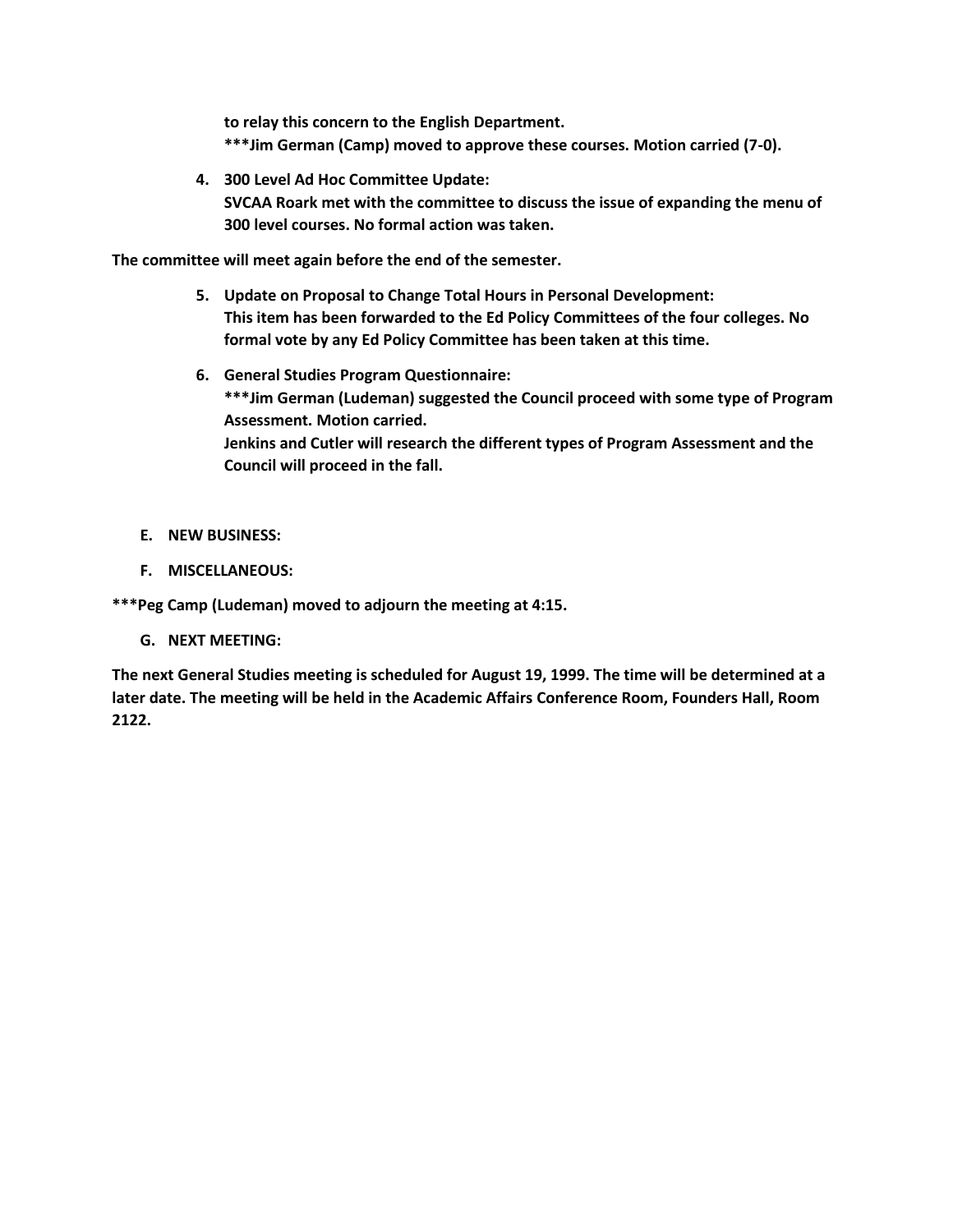**to relay this concern to the English Department.**
**\*\*\*Jim German (Camp) moved to approve these courses. Motion carried (7-0).**

4. **300 Level Ad Hoc Committee Update:**
   **SVCAA Roark met with the committee to discuss the issue of expanding the menu of 300 level courses. No formal action was taken.**

**The committee will meet again before the end of the semester.**

5. **Update on Proposal to Change Total Hours in Personal Development:**
   **This item has been forwarded to the Ed Policy Committees of the four colleges. No formal vote by any Ed Policy Committee has been taken at this time.**

6. **General Studies Program Questionnaire:**
   **\*\*\*Jim German (Ludeman) suggested the Council proceed with some type of Program Assessment. Motion carried.**
   **Jenkins and Cutler will research the different types of Program Assessment and the Council will proceed in the fall.**

**E. NEW BUSINESS:**

**F. MISCELLANEOUS:**

**\*\*\*Peg Camp (Ludeman) moved to adjourn the meeting at 4:15.**

**G. NEXT MEETING:**

**The next General Studies meeting is scheduled for August 19, 1999. The time will be determined at a later date. The meeting will be held in the Academic Affairs Conference Room, Founders Hall, Room 2122.**